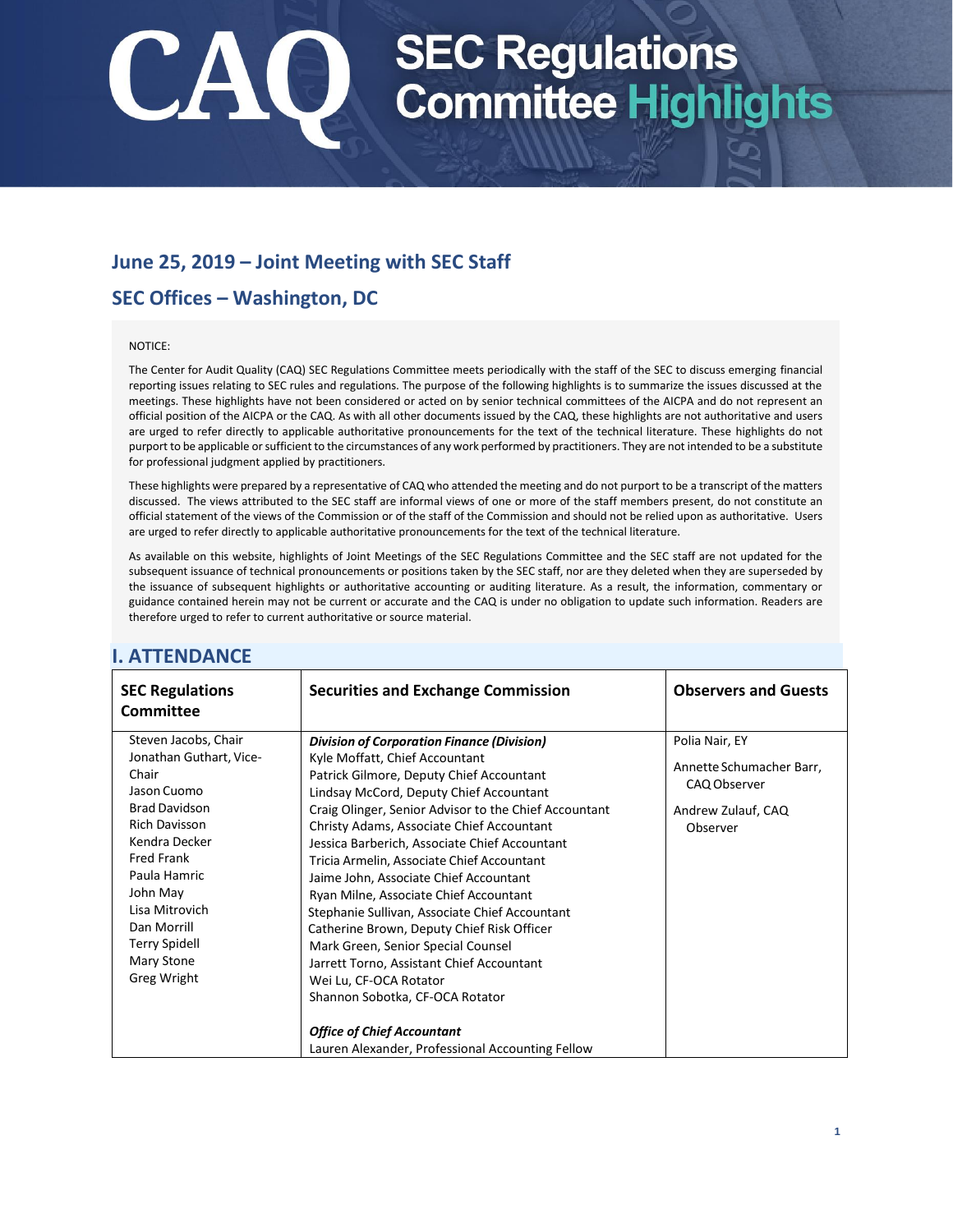# CAQ SEC Regulations Committee Highlights

## June 25, 2019 – Joint Meeting with SEC Staff

## SEC Offices – Washington, DC

NOTICE:

The Center for Audit Quality (CAQ) SEC Regulations Committee meets periodically with the staff of the SEC to discuss emerging financial reporting issues relating to SEC rules and regulations. The purpose of the following highlights is to summarize the issues discussed at the meetings. These highlights have not been considered or acted on by senior technical committees of the AICPA and do not represent an official position of the AICPA or the CAQ. As with all other documents issued by the CAQ, these highlights are not authoritative and users are urged to refer directly to applicable authoritative pronouncements for the text of the technical literature. These highlights do not purport to be applicable or sufficient to the circumstances of any work performed by practitioners. They are not intended to be a substitute for professional judgment applied by practitioners.

These highlights were prepared by a representative of CAQ who attended the meeting and do not purport to be a transcript of the matters discussed. The views attributed to the SEC staff are informal views of one or more of the staff members present, do not constitute an official statement of the views of the Commission or of the staff of the Commission and should not be relied upon as authoritative. Users are urged to refer directly to applicable authoritative pronouncements for the text of the technical literature.

As available on this website, highlights of Joint Meetings of the SEC Regulations Committee and the SEC staff are not updated for the subsequent issuance of technical pronouncements or positions taken by the SEC staff, nor are they deleted when they are superseded by the issuance of subsequent highlights or authoritative accounting or auditing literature. As a result, the information, commentary or guidance contained herein may not be current or accurate and the CAQ is under no obligation to update such information. Readers are therefore urged to refer to current authoritative or source material.

## I. ATTENDANCE

| SEC Regulations Committee | Securities and Exchange Commission | Observers and Guests |
|---|---|---|
| Steven Jacobs, Chair<br>Jonathan Guthart, Vice-Chair<br>Jason Cuomo<br>Brad Davidson<br>Rich Davisson<br>Kendra Decker<br>Fred Frank<br>Paula Hamric<br>John May<br>Lisa Mitrovich<br>Dan Morrill<br>Terry Spidell<br>Mary Stone<br>Greg Wright | ***Division of Corporation Finance (Division)***<br>Kyle Moffatt, Chief Accountant<br>Patrick Gilmore, Deputy Chief Accountant<br>Lindsay McCord, Deputy Chief Accountant<br>Craig Olinger, Senior Advisor to the Chief Accountant<br>Christy Adams, Associate Chief Accountant<br>Jessica Barberich, Associate Chief Accountant<br>Tricia Armelin, Associate Chief Accountant<br>Jaime John, Associate Chief Accountant<br>Ryan Milne, Associate Chief Accountant<br>Stephanie Sullivan, Associate Chief Accountant<br>Catherine Brown, Deputy Chief Risk Officer<br>Mark Green, Senior Special Counsel<br>Jarrett Torno, Assistant Chief Accountant<br>Wei Lu, CF-OCA Rotator<br>Shannon Sobotka, CF-OCA Rotator<br><br>***Office of Chief Accountant***<br>Lauren Alexander, Professional Accounting Fellow | Polia Nair, EY<br>Annette Schumacher Barr, CAQ Observer<br>Andrew Zulauf, CAQ Observer |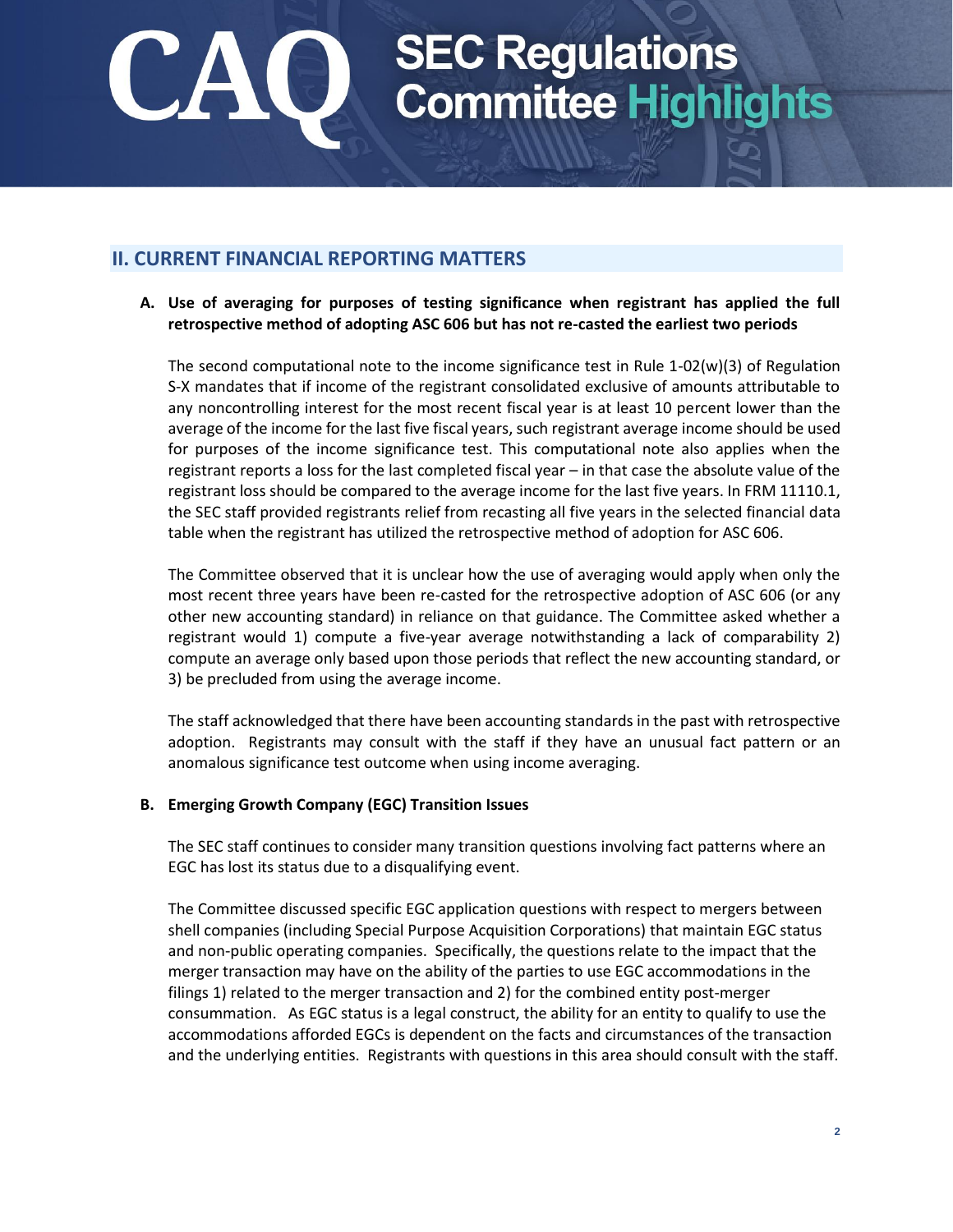## II. CURRENT FINANCIAL REPORTING MATTERS

**A. Use of averaging for purposes of testing significance when registrant has applied the full retrospective method of adopting ASC 606 but has not re-casted the earliest two periods**

The second computational note to the income significance test in Rule 1-02(w)(3) of Regulation S-X mandates that if income of the registrant consolidated exclusive of amounts attributable to any noncontrolling interest for the most recent fiscal year is at least 10 percent lower than the average of the income for the last five fiscal years, such registrant average income should be used for purposes of the income significance test. This computational note also applies when the registrant reports a loss for the last completed fiscal year – in that case the absolute value of the registrant loss should be compared to the average income for the last five years. In FRM 11110.1, the SEC staff provided registrants relief from recasting all five years in the selected financial data table when the registrant has utilized the retrospective method of adoption for ASC 606.

The Committee observed that it is unclear how the use of averaging would apply when only the most recent three years have been re-casted for the retrospective adoption of ASC 606 (or any other new accounting standard) in reliance on that guidance. The Committee asked whether a registrant would 1) compute a five-year average notwithstanding a lack of comparability 2) compute an average only based upon those periods that reflect the new accounting standard, or 3) be precluded from using the average income.

The staff acknowledged that there have been accounting standards in the past with retrospective adoption. Registrants may consult with the staff if they have an unusual fact pattern or an anomalous significance test outcome when using income averaging.

**B. Emerging Growth Company (EGC) Transition Issues**

The SEC staff continues to consider many transition questions involving fact patterns where an EGC has lost its status due to a disqualifying event.

The Committee discussed specific EGC application questions with respect to mergers between shell companies (including Special Purpose Acquisition Corporations) that maintain EGC status and non-public operating companies. Specifically, the questions relate to the impact that the merger transaction may have on the ability of the parties to use EGC accommodations in the filings 1) related to the merger transaction and 2) for the combined entity post-merger consummation. As EGC status is a legal construct, the ability for an entity to qualify to use the accommodations afforded EGCs is dependent on the facts and circumstances of the transaction and the underlying entities. Registrants with questions in this area should consult with the staff.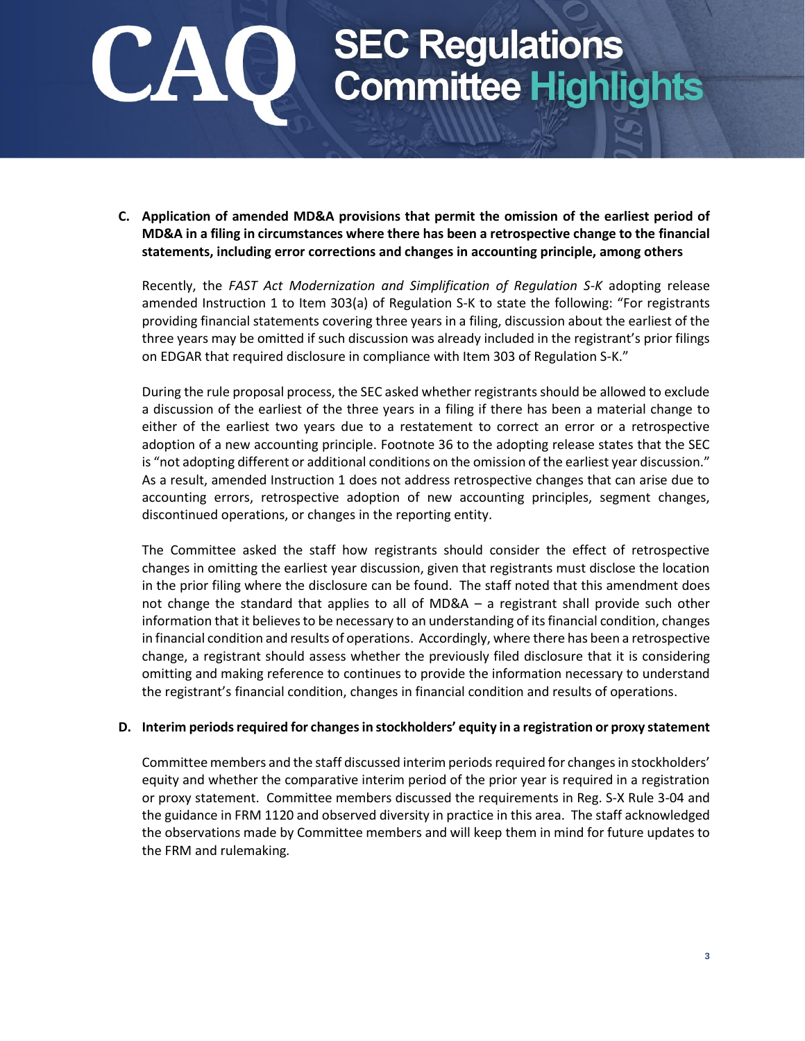**C. Application of amended MD&A provisions that permit the omission of the earliest period of MD&A in a filing in circumstances where there has been a retrospective change to the financial statements, including error corrections and changes in accounting principle, among others**

Recently, the *FAST Act Modernization and Simplification of Regulation S-K* adopting release amended Instruction 1 to Item 303(a) of Regulation S-K to state the following: "For registrants providing financial statements covering three years in a filing, discussion about the earliest of the three years may be omitted if such discussion was already included in the registrant's prior filings on EDGAR that required disclosure in compliance with Item 303 of Regulation S-K."

During the rule proposal process, the SEC asked whether registrants should be allowed to exclude a discussion of the earliest of the three years in a filing if there has been a material change to either of the earliest two years due to a restatement to correct an error or a retrospective adoption of a new accounting principle. Footnote 36 to the adopting release states that the SEC is "not adopting different or additional conditions on the omission of the earliest year discussion." As a result, amended Instruction 1 does not address retrospective changes that can arise due to accounting errors, retrospective adoption of new accounting principles, segment changes, discontinued operations, or changes in the reporting entity.

The Committee asked the staff how registrants should consider the effect of retrospective changes in omitting the earliest year discussion, given that registrants must disclose the location in the prior filing where the disclosure can be found. The staff noted that this amendment does not change the standard that applies to all of MD&A – a registrant shall provide such other information that it believes to be necessary to an understanding of its financial condition, changes in financial condition and results of operations. Accordingly, where there has been a retrospective change, a registrant should assess whether the previously filed disclosure that it is considering omitting and making reference to continues to provide the information necessary to understand the registrant's financial condition, changes in financial condition and results of operations.

**D. Interim periods required for changes in stockholders' equity in a registration or proxy statement**

Committee members and the staff discussed interim periods required for changes in stockholders' equity and whether the comparative interim period of the prior year is required in a registration or proxy statement. Committee members discussed the requirements in Reg. S-X Rule 3-04 and the guidance in FRM 1120 and observed diversity in practice in this area. The staff acknowledged the observations made by Committee members and will keep them in mind for future updates to the FRM and rulemaking.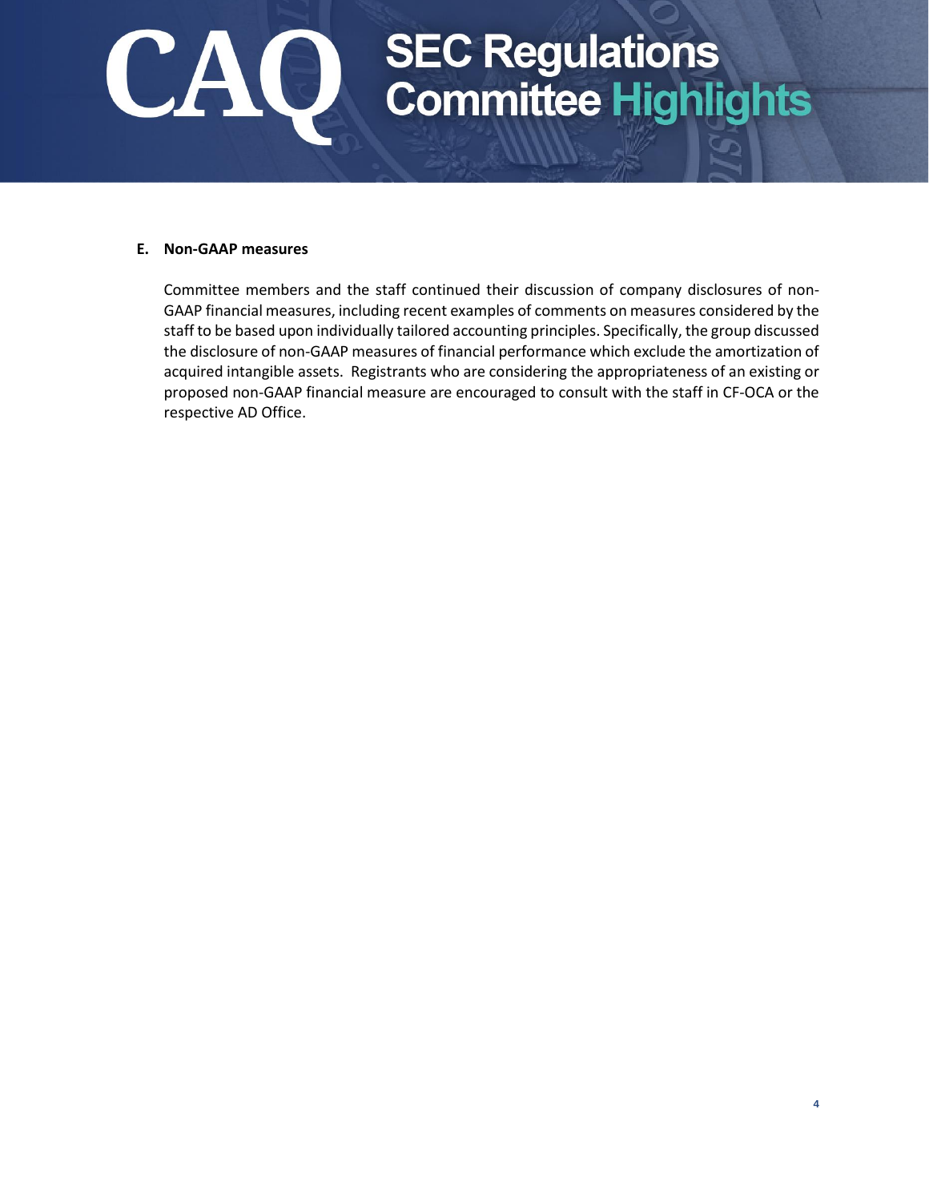**E. Non-GAAP measures**

Committee members and the staff continued their discussion of company disclosures of non-GAAP financial measures, including recent examples of comments on measures considered by the staff to be based upon individually tailored accounting principles. Specifically, the group discussed the disclosure of non-GAAP measures of financial performance which exclude the amortization of acquired intangible assets. Registrants who are considering the appropriateness of an existing or proposed non-GAAP financial measure are encouraged to consult with the staff in CF-OCA or the respective AD Office.